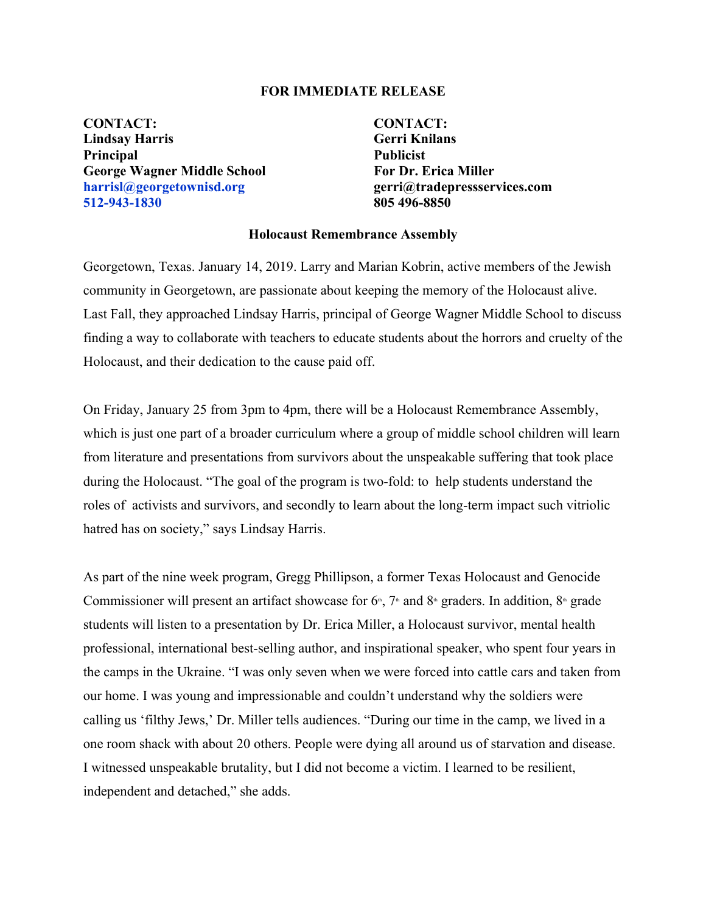**FOR IMMEDIATE RELEASE**

**CONTACT:**
**Lindsay Harris**
**Principal**
**George Wagner Middle School**
**harrisl@georgetownisd.org**
**512-943-1830**

**CONTACT:**
**Gerri Knilans**
**Publicist**
**For Dr. Erica Miller**
**gerri@tradepressservices.com**
**805 496-8850**

**Holocaust Remembrance Assembly**

Georgetown, Texas. January 14, 2019. Larry and Marian Kobrin, active members of the Jewish community in Georgetown, are passionate about keeping the memory of the Holocaust alive. Last Fall, they approached Lindsay Harris, principal of George Wagner Middle School to discuss finding a way to collaborate with teachers to educate students about the horrors and cruelty of the Holocaust, and their dedication to the cause paid off.

On Friday, January 25 from 3pm to 4pm, there will be a Holocaust Remembrance Assembly, which is just one part of a broader curriculum where a group of middle school children will learn from literature and presentations from survivors about the unspeakable suffering that took place during the Holocaust. "The goal of the program is two-fold: to help students understand the roles of activists and survivors, and secondly to learn about the long-term impact such vitriolic hatred has on society," says Lindsay Harris.

As part of the nine week program, Gregg Phillipson, a former Texas Holocaust and Genocide Commissioner will present an artifact showcase for 6th, 7th and 8th graders. In addition, 8th grade students will listen to a presentation by Dr. Erica Miller, a Holocaust survivor, mental health professional, international best-selling author, and inspirational speaker, who spent four years in the camps in the Ukraine. "I was only seven when we were forced into cattle cars and taken from our home. I was young and impressionable and couldn't understand why the soldiers were calling us 'filthy Jews,' Dr. Miller tells audiences. "During our time in the camp, we lived in a one room shack with about 20 others. People were dying all around us of starvation and disease. I witnessed unspeakable brutality, but I did not become a victim. I learned to be resilient, independent and detached," she adds.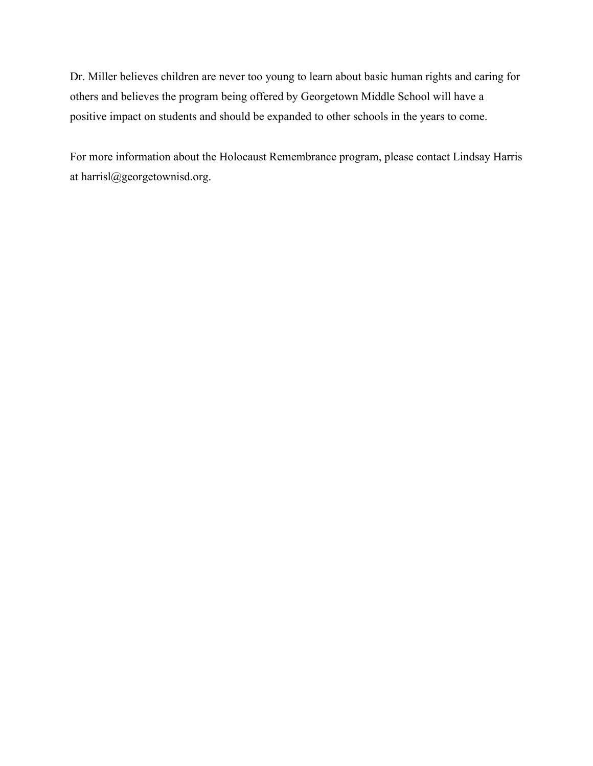Dr. Miller believes children are never too young to learn about basic human rights and caring for others and believes the program being offered by Georgetown Middle School will have a positive impact on students and should be expanded to other schools in the years to come.

For more information about the Holocaust Remembrance program, please contact Lindsay Harris at harrisl@georgetownisd.org.